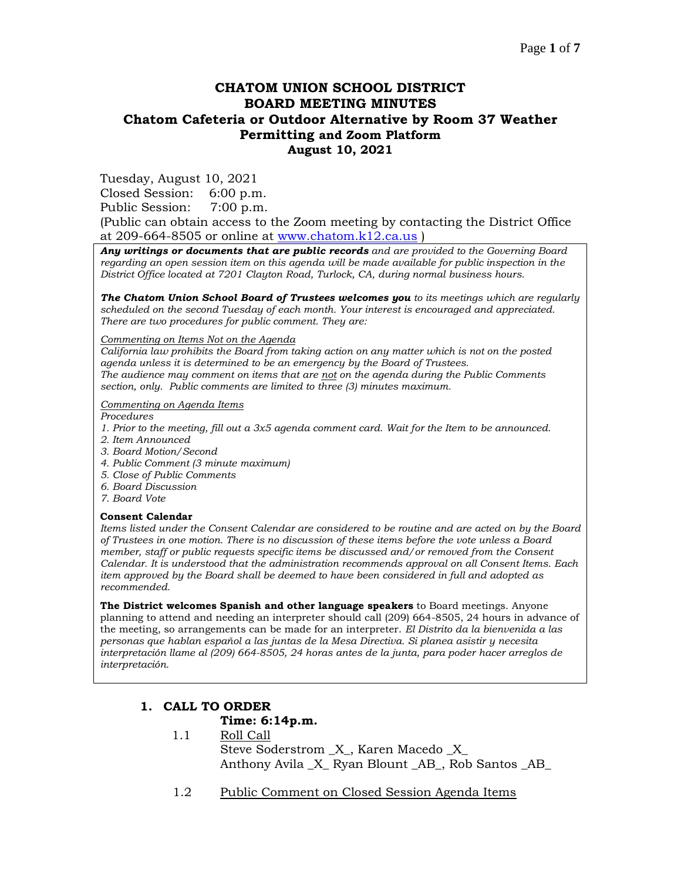# CHATOM UNION SCHOOL DISTRICT
# BOARD MEETING MINUTES
## Chatom Cafeteria or Outdoor Alternative by Room 37 Weather Permitting and Zoom Platform
## August 10, 2021

Tuesday, August 10, 2021
Closed Session: 6:00 p.m.
Public Session: 7:00 p.m.
(Public can obtain access to the Zoom meeting by contacting the District Office at 209-664-8505 or online at www.chatom.k12.ca.us )

***Any writings or documents that are public records*** *and are provided to the Governing Board regarding an open session item on this agenda will be made available for public inspection in the District Office located at 7201 Clayton Road, Turlock, CA, during normal business hours.*

***The Chatom Union School Board of Trustees welcomes you*** *to its meetings which are regularly scheduled on the second Tuesday of each month. Your interest is encouraged and appreciated. There are two procedures for public comment. They are:*

*Commenting on Items Not on the Agenda*
*California law prohibits the Board from taking action on any matter which is not on the posted agenda unless it is determined to be an emergency by the Board of Trustees.*
*The audience may comment on items that are not on the agenda during the Public Comments section, only. Public comments are limited to three (3) minutes maximum.*

*Commenting on Agenda Items*
*Procedures*
*1. Prior to the meeting, fill out a 3x5 agenda comment card. Wait for the Item to be announced.*
*2. Item Announced*
*3. Board Motion/Second*
*4. Public Comment (3 minute maximum)*
*5. Close of Public Comments*
*6. Board Discussion*
*7. Board Vote*

**Consent Calendar**
*Items listed under the Consent Calendar are considered to be routine and are acted on by the Board of Trustees in one motion. There is no discussion of these items before the vote unless a Board member, staff or public requests specific items be discussed and/or removed from the Consent Calendar. It is understood that the administration recommends approval on all Consent Items. Each item approved by the Board shall be deemed to have been considered in full and adopted as recommended.*

**The District welcomes Spanish and other language speakers** to Board meetings. Anyone planning to attend and needing an interpreter should call (209) 664-8505, 24 hours in advance of the meeting, so arrangements can be made for an interpreter. *El Distrito da la bienvenida a las personas que hablan español a las juntas de la Mesa Directiva. Si planea asistir y necesita interpretación llame al (209) 664-8505, 24 horas antes de la junta, para poder hacer arreglos de interpretación.*

### 1. CALL TO ORDER

**Time: 6:14p.m.**

1.1 Roll Call
Steve Soderstrom _X_, Karen Macedo _X_
Anthony Avila _X_ Ryan Blount _AB_, Rob Santos _AB_

1.2 Public Comment on Closed Session Agenda Items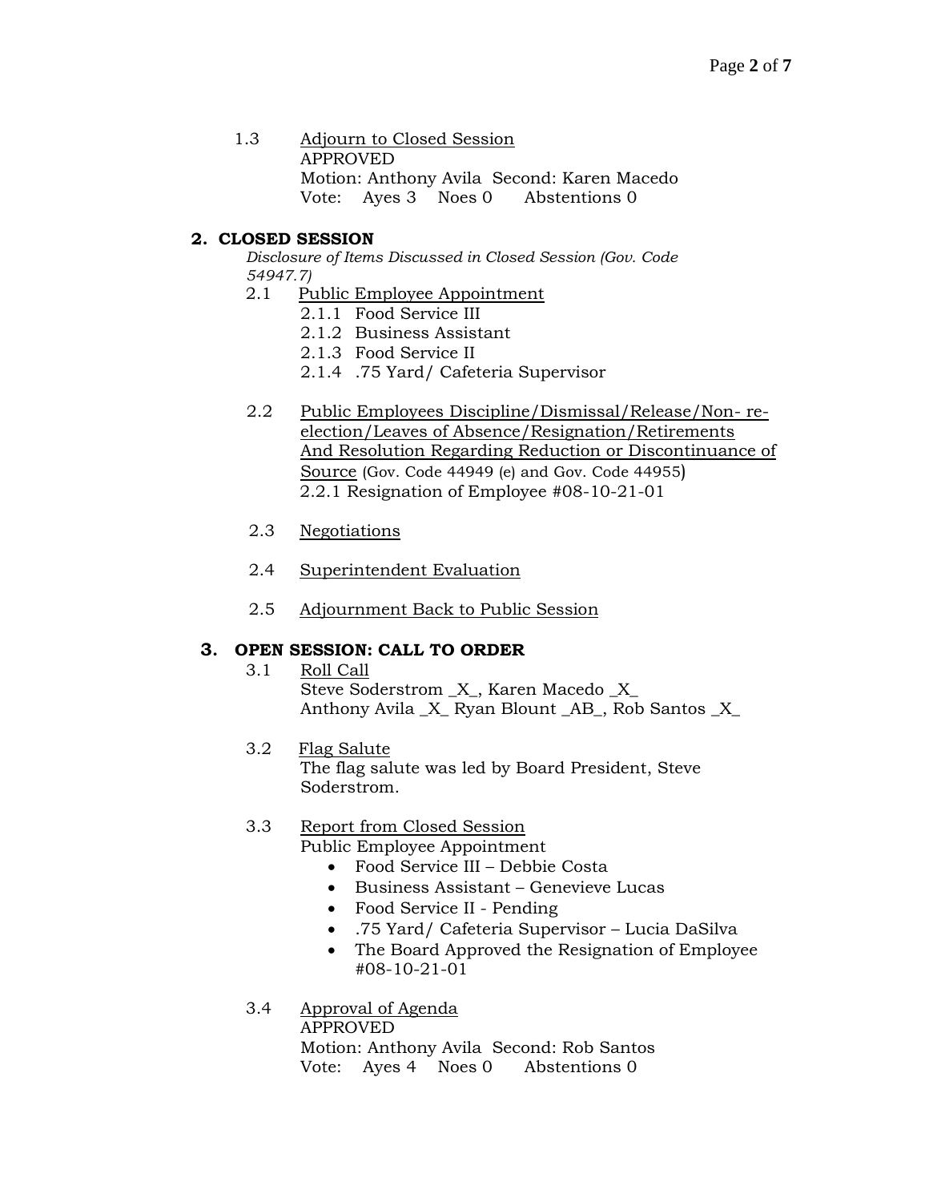1.3 Adjourn to Closed Session
APPROVED
Motion: Anthony Avila Second: Karen Macedo
Vote: Ayes 3 Noes 0 Abstentions 0

## 2. CLOSED SESSION

*Disclosure of Items Discussed in Closed Session (Gov. Code 54947.7)*

2.1 Public Employee Appointment
- 2.1.1 Food Service III
- 2.1.2 Business Assistant
- 2.1.3 Food Service II
- 2.1.4 .75 Yard/ Cafeteria Supervisor

2.2 Public Employees Discipline/Dismissal/Release/Non- re-election/Leaves of Absence/Resignation/Retirements And Resolution Regarding Reduction or Discontinuance of Source (Gov. Code 44949 (e) and Gov. Code 44955)
2.2.1 Resignation of Employee #08-10-21-01

2.3 Negotiations

2.4 Superintendent Evaluation

2.5 Adjournment Back to Public Session

## 3. OPEN SESSION: CALL TO ORDER

3.1 Roll Call
Steve Soderstrom _X_, Karen Macedo _X_
Anthony Avila _X_ Ryan Blount _AB_, Rob Santos _X_

3.2 Flag Salute
The flag salute was led by Board President, Steve Soderstrom.

3.3 Report from Closed Session
Public Employee Appointment
- Food Service III – Debbie Costa
- Business Assistant – Genevieve Lucas
- Food Service II - Pending
- .75 Yard/ Cafeteria Supervisor – Lucia DaSilva
- The Board Approved the Resignation of Employee #08-10-21-01

3.4 Approval of Agenda
APPROVED
Motion: Anthony Avila Second: Rob Santos
Vote: Ayes 4 Noes 0 Abstentions 0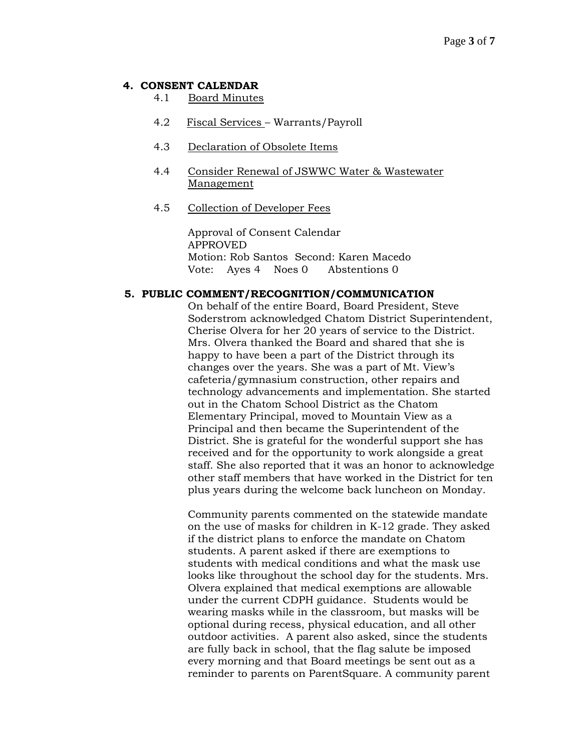## 4. CONSENT CALENDAR

4.1 Board Minutes

4.2 Fiscal Services – Warrants/Payroll

4.3 Declaration of Obsolete Items

4.4 Consider Renewal of JSWWC Water & Wastewater Management

4.5 Collection of Developer Fees

Approval of Consent Calendar
APPROVED
Motion: Rob Santos Second: Karen Macedo
Vote: Ayes 4 Noes 0 Abstentions 0

## 5. PUBLIC COMMENT/RECOGNITION/COMMUNICATION

On behalf of the entire Board, Board President, Steve Soderstrom acknowledged Chatom District Superintendent, Cherise Olvera for her 20 years of service to the District. Mrs. Olvera thanked the Board and shared that she is happy to have been a part of the District through its changes over the years. She was a part of Mt. View's cafeteria/gymnasium construction, other repairs and technology advancements and implementation. She started out in the Chatom School District as the Chatom Elementary Principal, moved to Mountain View as a Principal and then became the Superintendent of the District. She is grateful for the wonderful support she has received and for the opportunity to work alongside a great staff. She also reported that it was an honor to acknowledge other staff members that have worked in the District for ten plus years during the welcome back luncheon on Monday.

Community parents commented on the statewide mandate on the use of masks for children in K-12 grade. They asked if the district plans to enforce the mandate on Chatom students. A parent asked if there are exemptions to students with medical conditions and what the mask use looks like throughout the school day for the students. Mrs. Olvera explained that medical exemptions are allowable under the current CDPH guidance. Students would be wearing masks while in the classroom, but masks will be optional during recess, physical education, and all other outdoor activities. A parent also asked, since the students are fully back in school, that the flag salute be imposed every morning and that Board meetings be sent out as a reminder to parents on ParentSquare. A community parent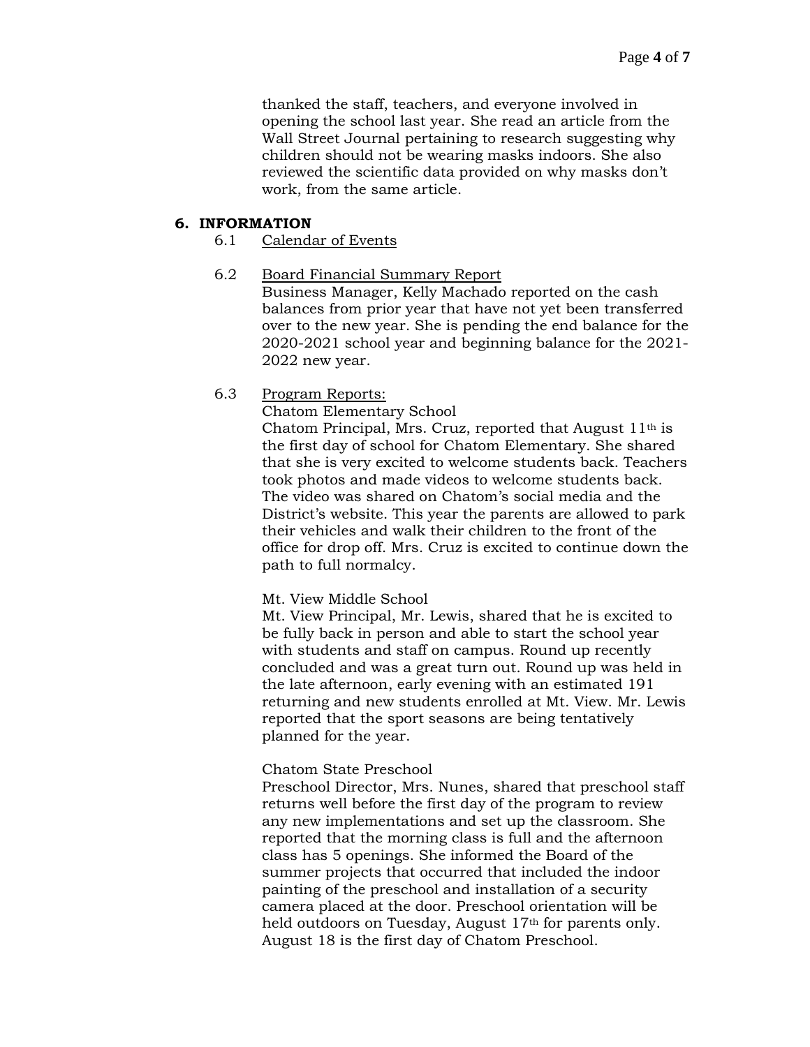thanked the staff, teachers, and everyone involved in opening the school last year. She read an article from the Wall Street Journal pertaining to research suggesting why children should not be wearing masks indoors. She also reviewed the scientific data provided on why masks don't work, from the same article.

**6. INFORMATION**

6.1 Calendar of Events

6.2 Board Financial Summary Report

Business Manager, Kelly Machado reported on the cash balances from prior year that have not yet been transferred over to the new year. She is pending the end balance for the 2020-2021 school year and beginning balance for the 2021-2022 new year.

6.3 Program Reports:

Chatom Elementary School

Chatom Principal, Mrs. Cruz, reported that August 11th is the first day of school for Chatom Elementary. She shared that she is very excited to welcome students back. Teachers took photos and made videos to welcome students back. The video was shared on Chatom's social media and the District's website. This year the parents are allowed to park their vehicles and walk their children to the front of the office for drop off. Mrs. Cruz is excited to continue down the path to full normalcy.

Mt. View Middle School

Mt. View Principal, Mr. Lewis, shared that he is excited to be fully back in person and able to start the school year with students and staff on campus. Round up recently concluded and was a great turn out. Round up was held in the late afternoon, early evening with an estimated 191 returning and new students enrolled at Mt. View. Mr. Lewis reported that the sport seasons are being tentatively planned for the year.

Chatom State Preschool

Preschool Director, Mrs. Nunes, shared that preschool staff returns well before the first day of the program to review any new implementations and set up the classroom. She reported that the morning class is full and the afternoon class has 5 openings. She informed the Board of the summer projects that occurred that included the indoor painting of the preschool and installation of a security camera placed at the door. Preschool orientation will be held outdoors on Tuesday, August 17th for parents only. August 18 is the first day of Chatom Preschool.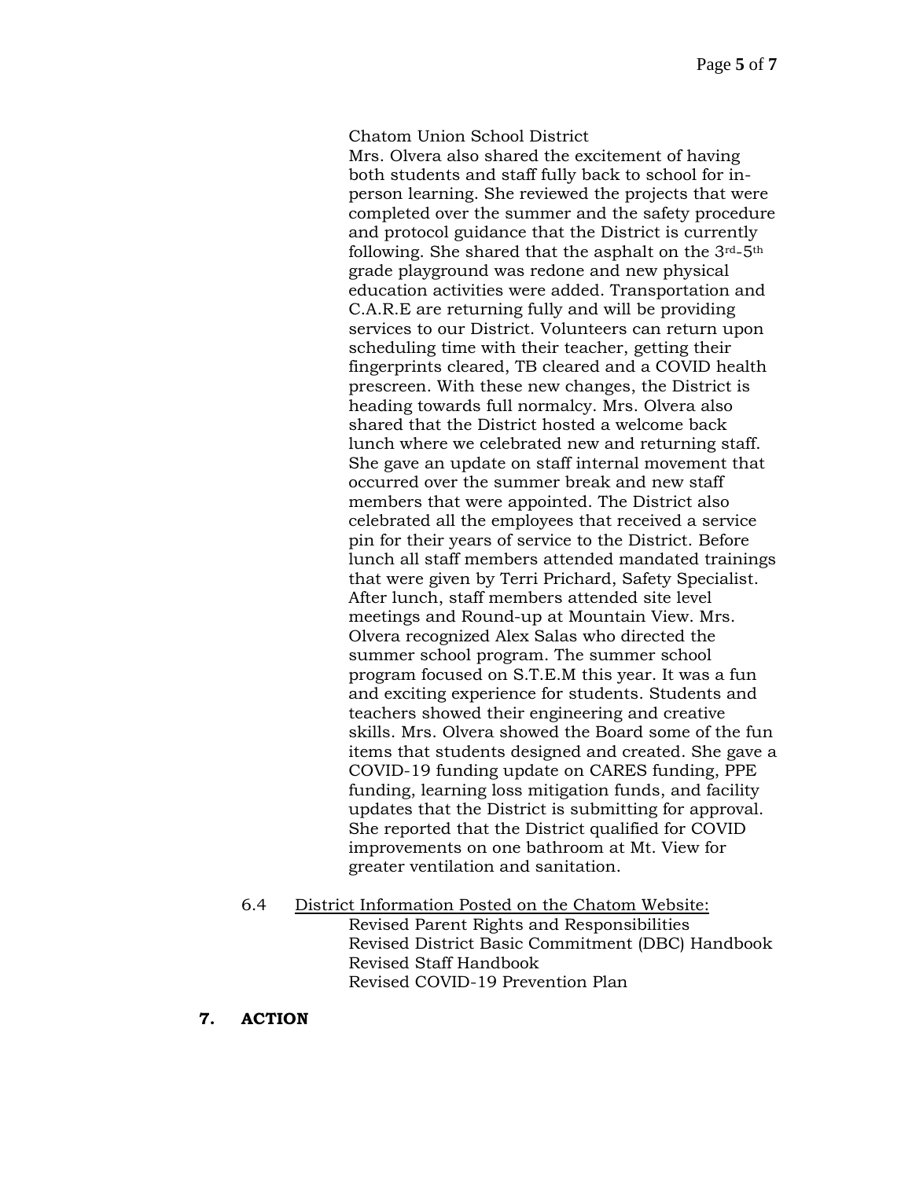Chatom Union School District

Mrs. Olvera also shared the excitement of having both students and staff fully back to school for in-person learning. She reviewed the projects that were completed over the summer and the safety procedure and protocol guidance that the District is currently following. She shared that the asphalt on the 3rd-5th grade playground was redone and new physical education activities were added. Transportation and C.A.R.E are returning fully and will be providing services to our District. Volunteers can return upon scheduling time with their teacher, getting their fingerprints cleared, TB cleared and a COVID health prescreen. With these new changes, the District is heading towards full normalcy. Mrs. Olvera also shared that the District hosted a welcome back lunch where we celebrated new and returning staff. She gave an update on staff internal movement that occurred over the summer break and new staff members that were appointed. The District also celebrated all the employees that received a service pin for their years of service to the District. Before lunch all staff members attended mandated trainings that were given by Terri Prichard, Safety Specialist. After lunch, staff members attended site level meetings and Round-up at Mountain View. Mrs. Olvera recognized Alex Salas who directed the summer school program. The summer school program focused on S.T.E.M this year. It was a fun and exciting experience for students. Students and teachers showed their engineering and creative skills. Mrs. Olvera showed the Board some of the fun items that students designed and created. She gave a COVID-19 funding update on CARES funding, PPE funding, learning loss mitigation funds, and facility updates that the District is submitting for approval. She reported that the District qualified for COVID improvements on one bathroom at Mt. View for greater ventilation and sanitation.

6.4 District Information Posted on the Chatom Website:

Revised Parent Rights and Responsibilities
Revised District Basic Commitment (DBC) Handbook
Revised Staff Handbook
Revised COVID-19 Prevention Plan

## 7. ACTION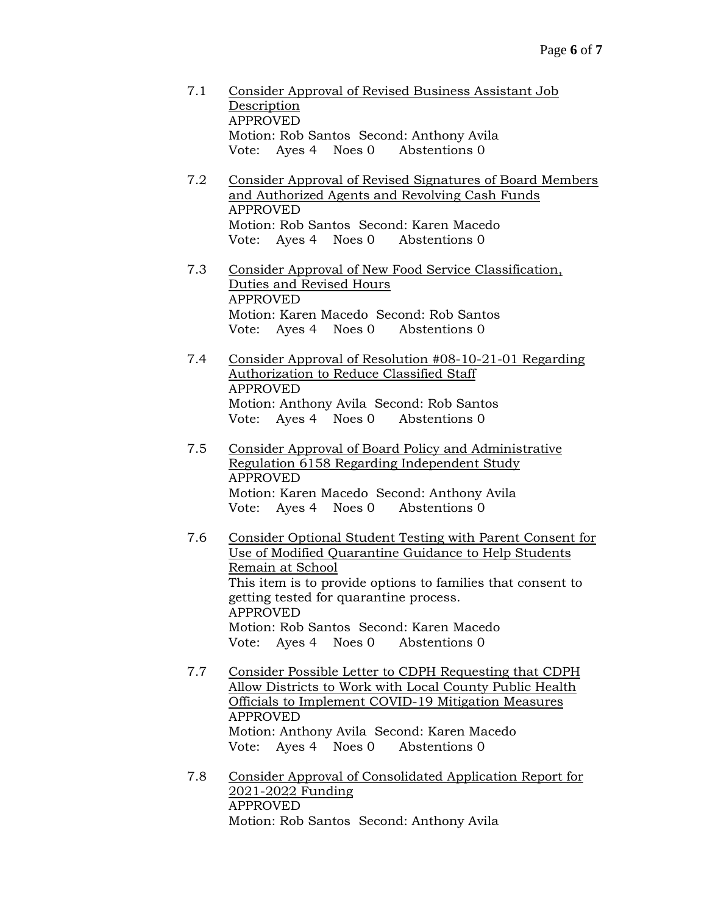7.1 Consider Approval of Revised Business Assistant Job Description
APPROVED
Motion: Rob Santos Second: Anthony Avila
Vote: Ayes 4 Noes 0 Abstentions 0

7.2 Consider Approval of Revised Signatures of Board Members and Authorized Agents and Revolving Cash Funds
APPROVED
Motion: Rob Santos Second: Karen Macedo
Vote: Ayes 4 Noes 0 Abstentions 0

7.3 Consider Approval of New Food Service Classification, Duties and Revised Hours
APPROVED
Motion: Karen Macedo Second: Rob Santos
Vote: Ayes 4 Noes 0 Abstentions 0

7.4 Consider Approval of Resolution #08-10-21-01 Regarding Authorization to Reduce Classified Staff
APPROVED
Motion: Anthony Avila Second: Rob Santos
Vote: Ayes 4 Noes 0 Abstentions 0

7.5 Consider Approval of Board Policy and Administrative Regulation 6158 Regarding Independent Study
APPROVED
Motion: Karen Macedo Second: Anthony Avila
Vote: Ayes 4 Noes 0 Abstentions 0

7.6 Consider Optional Student Testing with Parent Consent for Use of Modified Quarantine Guidance to Help Students Remain at School
This item is to provide options to families that consent to getting tested for quarantine process.
APPROVED
Motion: Rob Santos Second: Karen Macedo
Vote: Ayes 4 Noes 0 Abstentions 0

7.7 Consider Possible Letter to CDPH Requesting that CDPH Allow Districts to Work with Local County Public Health Officials to Implement COVID-19 Mitigation Measures
APPROVED
Motion: Anthony Avila Second: Karen Macedo
Vote: Ayes 4 Noes 0 Abstentions 0

7.8 Consider Approval of Consolidated Application Report for 2021-2022 Funding
APPROVED
Motion: Rob Santos Second: Anthony Avila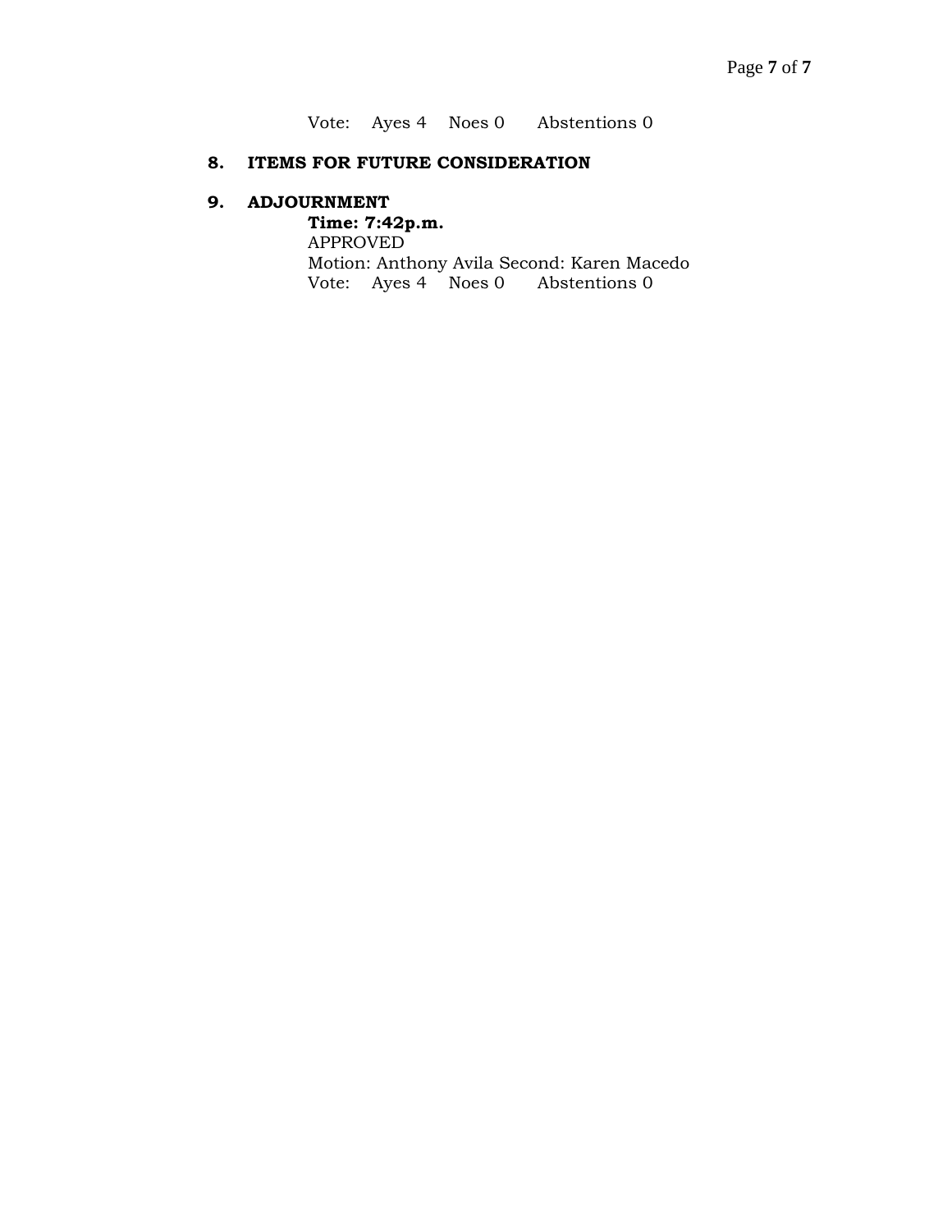Vote: Ayes 4 Noes 0 Abstentions 0

## 8. ITEMS FOR FUTURE CONSIDERATION

## 9. ADJOURNMENT

**Time: 7:42p.m.**
APPROVED
Motion: Anthony Avila Second: Karen Macedo
Vote: Ayes 4 Noes 0 Abstentions 0